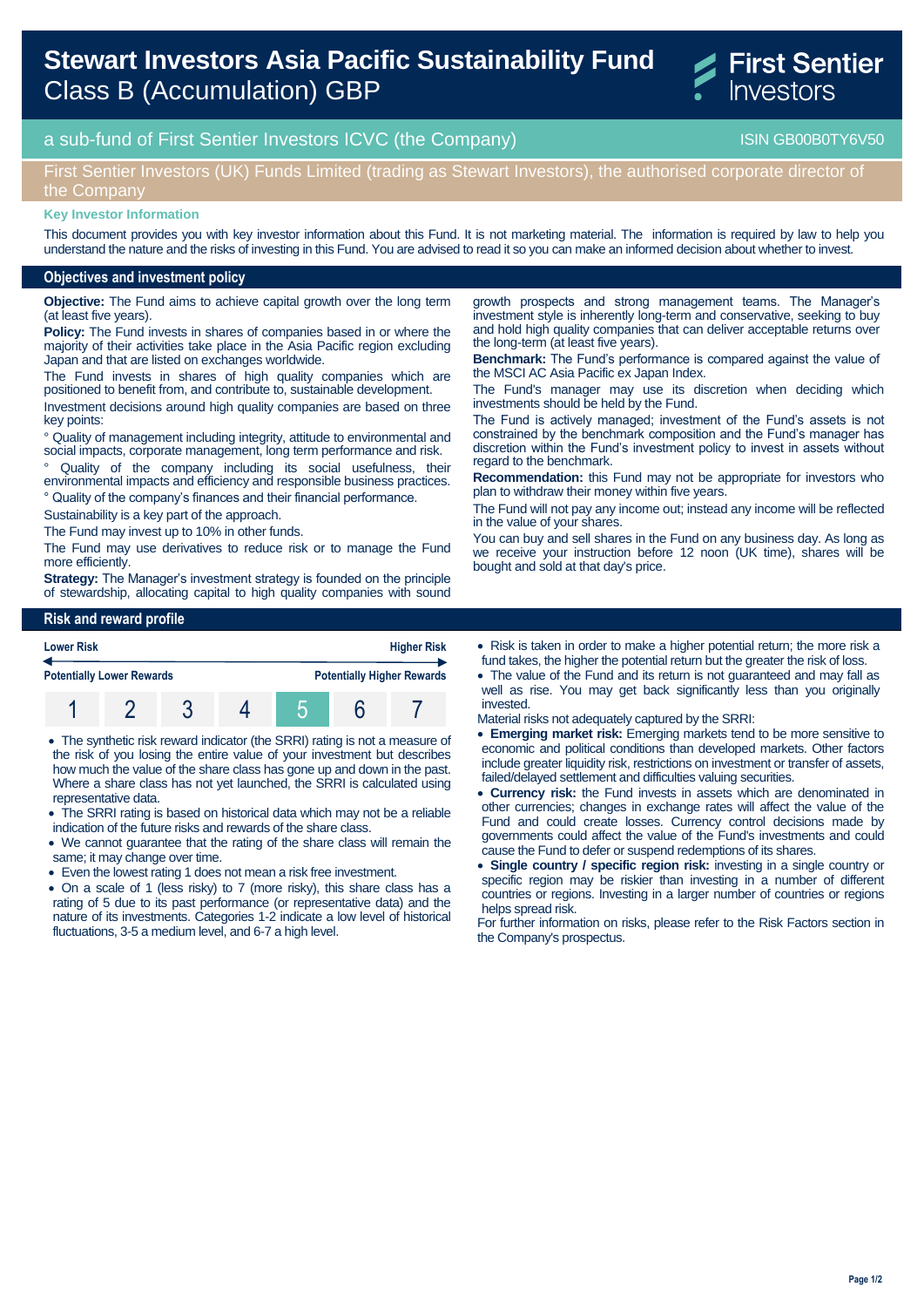# Stewart Investors Asia Pacific Sustainability Fund
## Class B (Accumulation) GBP

First Sentier Investors

a sub-fund of First Sentier Investors ICVC (the Company) ISIN GB00B0TY6V50

First Sentier Investors (UK) Funds Limited (trading as Stewart Investors), the authorised corporate director of the Company

**Key Investor Information**

This document provides you with key investor information about this Fund. It is not marketing material. The information is required by law to help you understand the nature and the risks of investing in this Fund. You are advised to read it so you can make an informed decision about whether to invest.

## Objectives and investment policy

**Objective:** The Fund aims to achieve capital growth over the long term (at least five years).

**Policy:** The Fund invests in shares of companies based in or where the majority of their activities take place in the Asia Pacific region excluding Japan and that are listed on exchanges worldwide.

The Fund invests in shares of high quality companies which are positioned to benefit from, and contribute to, sustainable development.

Investment decisions around high quality companies are based on three key points:

° Quality of management including integrity, attitude to environmental and social impacts, corporate management, long term performance and risk.

° Quality of the company including its social usefulness, their environmental impacts and efficiency and responsible business practices.

° Quality of the company's finances and their financial performance.

Sustainability is a key part of the approach.

The Fund may invest up to 10% in other funds.

The Fund may use derivatives to reduce risk or to manage the Fund more efficiently.

**Strategy:** The Manager's investment strategy is founded on the principle of stewardship, allocating capital to high quality companies with sound growth prospects and strong management teams. The Manager's investment style is inherently long-term and conservative, seeking to buy and hold high quality companies that can deliver acceptable returns over the long-term (at least five years).

**Benchmark:** The Fund's performance is compared against the value of the MSCI AC Asia Pacific ex Japan Index.

The Fund's manager may use its discretion when deciding which investments should be held by the Fund.

The Fund is actively managed; investment of the Fund's assets is not constrained by the benchmark composition and the Fund's manager has discretion within the Fund's investment policy to invest in assets without regard to the benchmark.

**Recommendation:** this Fund may not be appropriate for investors who plan to withdraw their money within five years.

The Fund will not pay any income out; instead any income will be reflected in the value of your shares.

You can buy and sell shares in the Fund on any business day. As long as we receive your instruction before 12 noon (UK time), shares will be bought and sold at that day's price.

## Risk and reward profile

| Lower Risk | | | | | | Higher Risk |
|---|---|---|---|---|---|---|
| Potentially Lower Rewards | | | | | | Potentially Higher Rewards |
| 1 | 2 | 3 | 4 | **5** | 6 | 7 |

- The synthetic risk reward indicator (the SRRI) rating is not a measure of the risk of you losing the entire value of your investment but describes how much the value of the share class has gone up and down in the past. Where a share class has not yet launched, the SRRI is calculated using representative data.
- The SRRI rating is based on historical data which may not be a reliable indication of the future risks and rewards of the share class.
- We cannot guarantee that the rating of the share class will remain the same; it may change over time.
- Even the lowest rating 1 does not mean a risk free investment.
- On a scale of 1 (less risky) to 7 (more risky), this share class has a rating of 5 due to its past performance (or representative data) and the nature of its investments. Categories 1-2 indicate a low level of historical fluctuations, 3-5 a medium level, and 6-7 a high level.
- Risk is taken in order to make a higher potential return; the more risk a fund takes, the higher the potential return but the greater the risk of loss.
- The value of the Fund and its return is not guaranteed and may fall as well as rise. You may get back significantly less than you originally invested.

Material risks not adequately captured by the SRRI:

- **Emerging market risk:** Emerging markets tend to be more sensitive to economic and political conditions than developed markets. Other factors include greater liquidity risk, restrictions on investment or transfer of assets, failed/delayed settlement and difficulties valuing securities.
- **Currency risk:** the Fund invests in assets which are denominated in other currencies; changes in exchange rates will affect the value of the Fund and could create losses. Currency control decisions made by governments could affect the value of the Fund's investments and could cause the Fund to defer or suspend redemptions of its shares.
- **Single country / specific region risk:** investing in a single country or specific region may be riskier than investing in a number of different countries or regions. Investing in a larger number of countries or regions helps spread risk.

For further information on risks, please refer to the Risk Factors section in the Company's prospectus.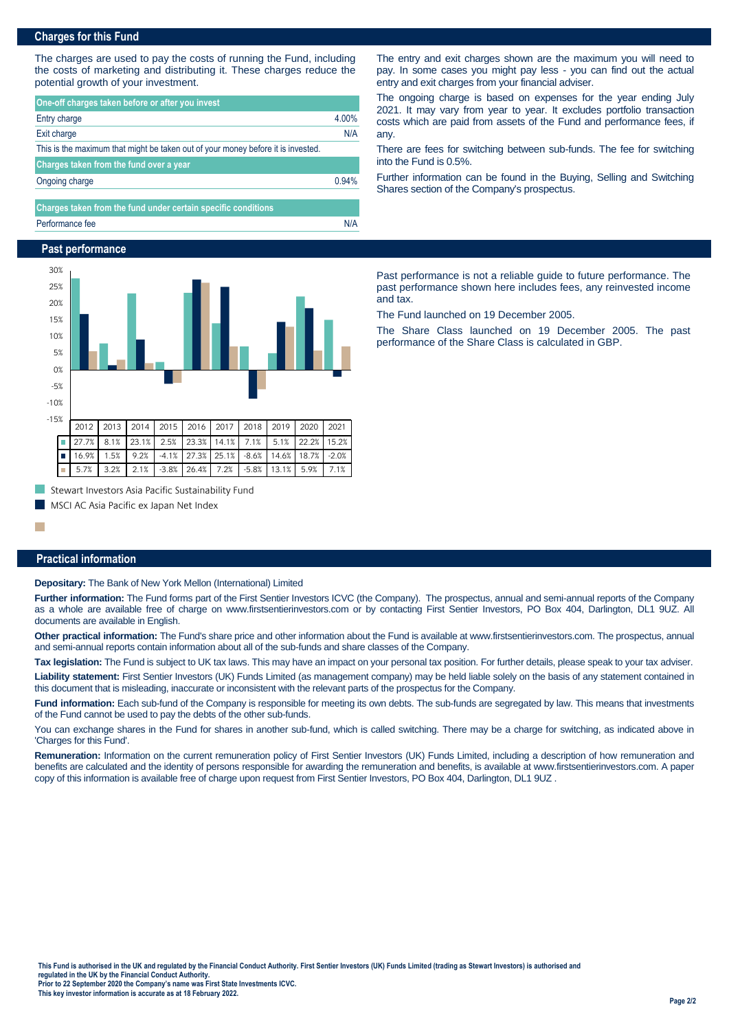## Charges for this Fund

The charges are used to pay the costs of running the Fund, including the costs of marketing and distributing it. These charges reduce the potential growth of your investment.

| One-off charges taken before or after you invest | |
|---|---|
| Entry charge | 4.00% |
| Exit charge | N/A |
| This is the maximum that might be taken out of your money before it is invested. | |
| **Charges taken from the fund over a year** | |
| Ongoing charge | 0.94% |
| **Charges taken from the fund under certain specific conditions** | |
| Performance fee | N/A |

The entry and exit charges shown are the maximum you will need to pay. In some cases you might pay less - you can find out the actual entry and exit charges from your financial adviser.

The ongoing charge is based on expenses for the year ending July 2021. It may vary from year to year. It excludes portfolio transaction costs which are paid from assets of the Fund and performance fees, if any.

There are fees for switching between sub-funds. The fee for switching into the Fund is 0.5%.

Further information can be found in the Buying, Selling and Switching Shares section of the Company's prospectus.

## Past performance

30%
25%
20%
15%
10%
5%
0%
-5%
-10%
-15%

2012 2013 2014 2015 2016 2017 2018 2019 2020 2021

27.7% 8.1% 23.1% 2.5% 23.3% 14.1% 7.1% 5.1% 22.2% 15.2%

16.9% 1.5% 9.2% -4.1% 27.3% 25.1% -8.6% 14.6% 18.7% -2.0%

5.7% 3.2% 2.1% -3.8% 26.4% 7.2% -5.8% 13.1% 5.9% 7.1%

Stewart Investors Asia Pacific Sustainability Fund

MSCI AC Asia Pacific ex Japan Net Index

Past performance is not a reliable guide to future performance. The past performance shown here includes fees, any reinvested income and tax.

The Fund launched on 19 December 2005.

The Share Class launched on 19 December 2005. The past performance of the Share Class is calculated in GBP.

## Practical information

**Depositary:** The Bank of New York Mellon (International) Limited

**Further information:** The Fund forms part of the First Sentier Investors ICVC (the Company). The prospectus, annual and semi-annual reports of the Company as a whole are available free of charge on www.firstsentierinvestors.com or by contacting First Sentier Investors, PO Box 404, Darlington, DL1 9UZ. All documents are available in English.

**Other practical information:** The Fund's share price and other information about the Fund is available at www.firstsentierinvestors.com. The prospectus, annual and semi-annual reports contain information about all of the sub-funds and share classes of the Company.

**Tax legislation:** The Fund is subject to UK tax laws. This may have an impact on your personal tax position. For further details, please speak to your tax adviser.

**Liability statement:** First Sentier Investors (UK) Funds Limited (as management company) may be held liable solely on the basis of any statement contained in this document that is misleading, inaccurate or inconsistent with the relevant parts of the prospectus for the Company.

**Fund information:** Each sub-fund of the Company is responsible for meeting its own debts. The sub-funds are segregated by law. This means that investments of the Fund cannot be used to pay the debts of the other sub-funds.

You can exchange shares in the Fund for shares in another sub-fund, which is called switching. There may be a charge for switching, as indicated above in 'Charges for this Fund'.

**Remuneration:** Information on the current remuneration policy of First Sentier Investors (UK) Funds Limited, including a description of how remuneration and benefits are calculated and the identity of persons responsible for awarding the remuneration and benefits, is available at www.firstsentierinvestors.com. A paper copy of this information is available free of charge upon request from First Sentier Investors, PO Box 404, Darlington, DL1 9UZ .

**This Fund is authorised in the UK and regulated by the Financial Conduct Authority. First Sentier Investors (UK) Funds Limited (trading as Stewart Investors) is authorised and regulated in the UK by the Financial Conduct Authority.**
**Prior to 22 September 2020 the Company's name was First State Investments ICVC.**
**This key investor information is accurate as at 18 February 2022.**